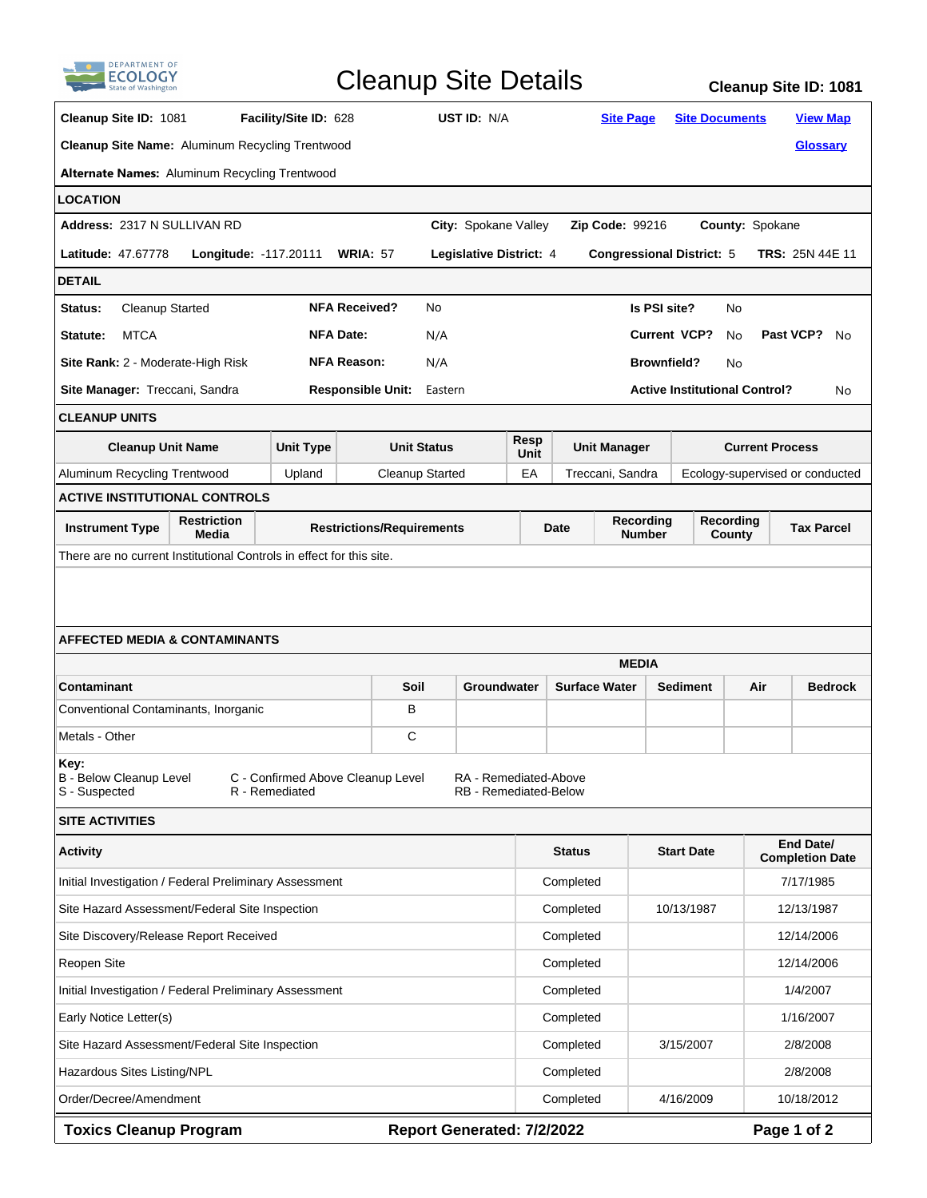# Cleanup Site Details

**Cleanup Site ID: 1081**

**Cleanup Site ID:** 1081 **Facility/Site ID:** 628 **UST ID:** N/A Site Page Site Documents View Map

**Cleanup Site Name:** Aluminum Recycling Trentwood Glossary

**Alternate Names:** Aluminum Recycling Trentwood

## LOCATION

**Address:** 2317 N SULLIVAN RD **City:** Spokane Valley **Zip Code:** 99216 **County:** Spokane

**Latitude:** 47.67778 **Longitude:** -117.20111 **WRIA:** 57 **Legislative District:** 4 **Congressional District:** 5 **TRS:** 25N 44E 11

## DETAIL

| | | | | | |
|---|---|---|---|---|---|
| **Status:** Cleanup Started | **NFA Received?** | No | **Is PSI site?** | No | |
| **Statute:** MTCA | **NFA Date:** | N/A | **Current VCP?** | No | **Past VCP?** No |
| **Site Rank:** 2 - Moderate-High Risk | **NFA Reason:** | N/A | **Brownfield?** | No | |
| **Site Manager:** Treccani, Sandra | **Responsible Unit:** | Eastern | **Active Institutional Control?** | No | |

## CLEANUP UNITS

| Cleanup Unit Name | Unit Type | Unit Status | Resp Unit | Unit Manager | Current Process |
|---|---|---|---|---|---|
| Aluminum Recycling Trentwood | Upland | Cleanup Started | EA | Treccani, Sandra | Ecology-supervised or conducted |

## ACTIVE INSTITUTIONAL CONTROLS

| Instrument Type | Restriction Media | Restrictions/Requirements | Date | Recording Number | Recording County | Tax Parcel |
|---|---|---|---|---|---|---|
| There are no current Institutional Controls in effect for this site. | | | | | | |

## AFFECTED MEDIA & CONTAMINANTS

| | MEDIA | | | | | |
|---|---|---|---|---|---|---|
| **Contaminant** | **Soil** | **Groundwater** | **Surface Water** | **Sediment** | **Air** | **Bedrock** |
| Conventional Contaminants, Inorganic | B | | | | | |
| Metals - Other | C | | | | | |

**Key:**
B - Below Cleanup Level
S - Suspected
C - Confirmed Above Cleanup Level
R - Remediated
RA - Remediated-Above
RB - Remediated-Below

## SITE ACTIVITIES

| Activity | Status | Start Date | End Date/ Completion Date |
|---|---|---|---|
| Initial Investigation / Federal Preliminary Assessment | Completed | | 7/17/1985 |
| Site Hazard Assessment/Federal Site Inspection | Completed | 10/13/1987 | 12/13/1987 |
| Site Discovery/Release Report Received | Completed | | 12/14/2006 |
| Reopen Site | Completed | | 12/14/2006 |
| Initial Investigation / Federal Preliminary Assessment | Completed | | 1/4/2007 |
| Early Notice Letter(s) | Completed | | 1/16/2007 |
| Site Hazard Assessment/Federal Site Inspection | Completed | 3/15/2007 | 2/8/2008 |
| Hazardous Sites Listing/NPL | Completed | | 2/8/2008 |
| Order/Decree/Amendment | Completed | 4/16/2009 | 10/18/2012 |

**Toxics Cleanup Program** **Report Generated: 7/2/2022**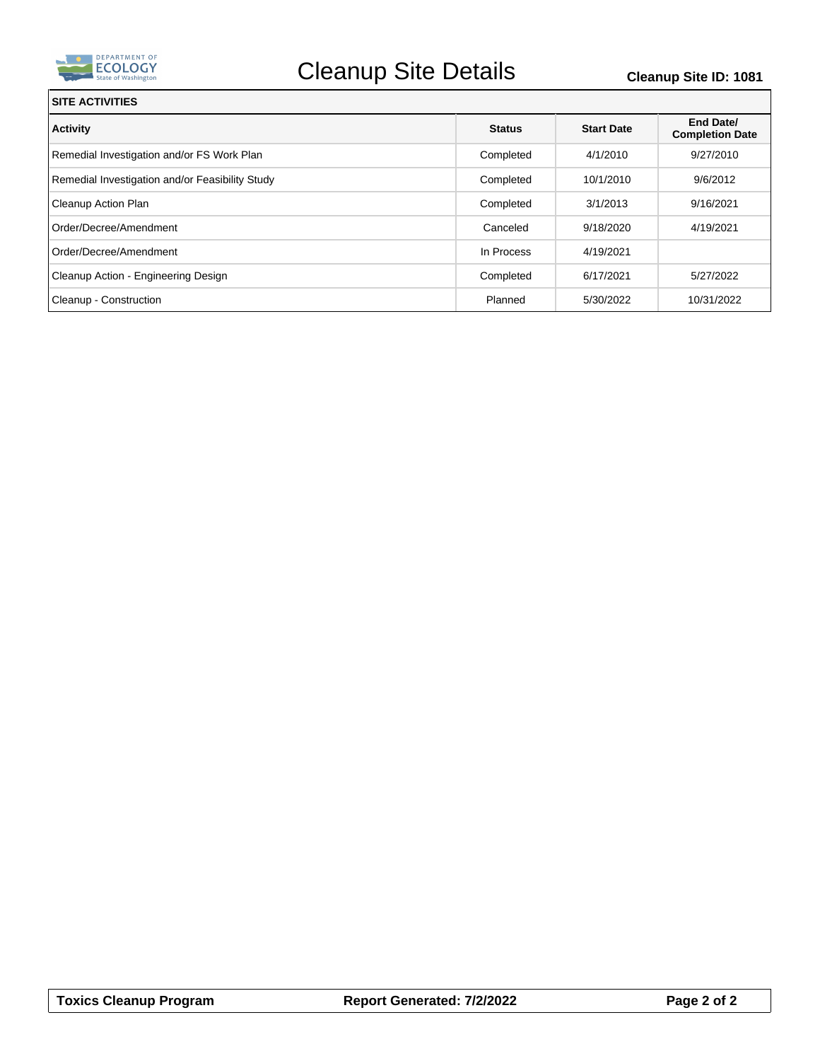# Cleanup Site Details

**Cleanup Site ID: 1081**

| SITE ACTIVITIES | | | |
|---|---|---|---|
| **Activity** | **Status** | **Start Date** | **End Date/ Completion Date** |
| Remedial Investigation and/or FS Work Plan | Completed | 4/1/2010 | 9/27/2010 |
| Remedial Investigation and/or Feasibility Study | Completed | 10/1/2010 | 9/6/2012 |
| Cleanup Action Plan | Completed | 3/1/2013 | 9/16/2021 |
| Order/Decree/Amendment | Canceled | 9/18/2020 | 4/19/2021 |
| Order/Decree/Amendment | In Process | 4/19/2021 | |
| Cleanup Action - Engineering Design | Completed | 6/17/2021 | 5/27/2022 |
| Cleanup - Construction | Planned | 5/30/2022 | 10/31/2022 |

**Toxics Cleanup Program** **Report Generated: 7/2/2022**